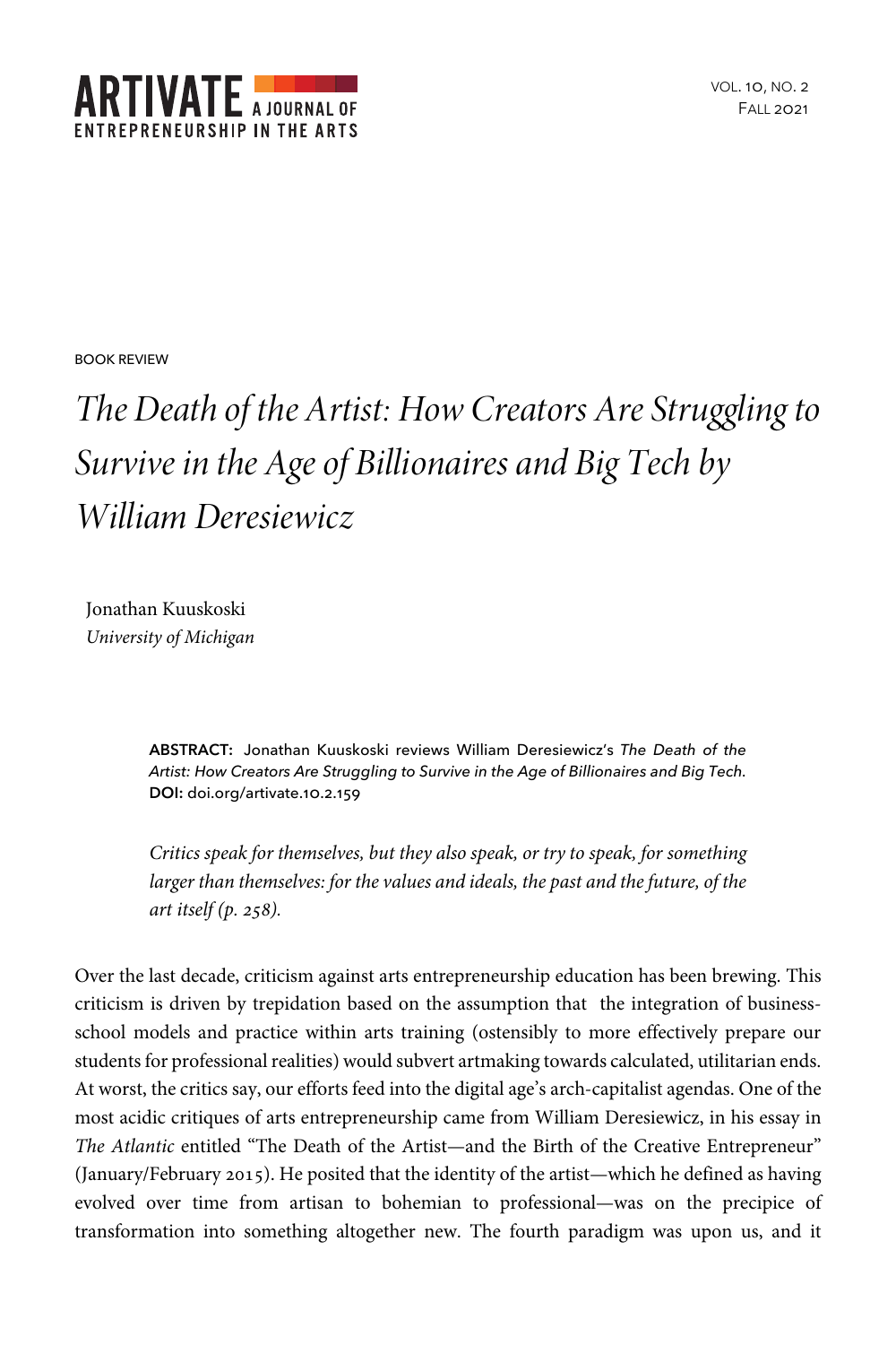BOOK REVIEW

# *The Death of the Artist: How Creators Are Struggling to Survive in the Age of Billionaires and Big Tech by William Deresiewicz*

Jonathan Kuuskoski
*University of Michigan*

**ABSTRACT:** Jonathan Kuuskoski reviews William Deresiewicz's *The Death of the Artist: How Creators Are Struggling to Survive in the Age of Billionaires and Big Tech.*
**DOI:** doi.org/artivate.10.2.159

*Critics speak for themselves, but they also speak, or try to speak, for something larger than themselves: for the values and ideals, the past and the future, of the art itself (p. 258).*

Over the last decade, criticism against arts entrepreneurship education has been brewing. This criticism is driven by trepidation based on the assumption that the integration of business-school models and practice within arts training (ostensibly to more effectively prepare our students for professional realities) would subvert artmaking towards calculated, utilitarian ends. At worst, the critics say, our efforts feed into the digital age's arch-capitalist agendas. One of the most acidic critiques of arts entrepreneurship came from William Deresiewicz, in his essay in *The Atlantic* entitled "The Death of the Artist—and the Birth of the Creative Entrepreneur" (January/February 2015). He posited that the identity of the artist—which he defined as having evolved over time from artisan to bohemian to professional—was on the precipice of transformation into something altogether new. The fourth paradigm was upon us, and it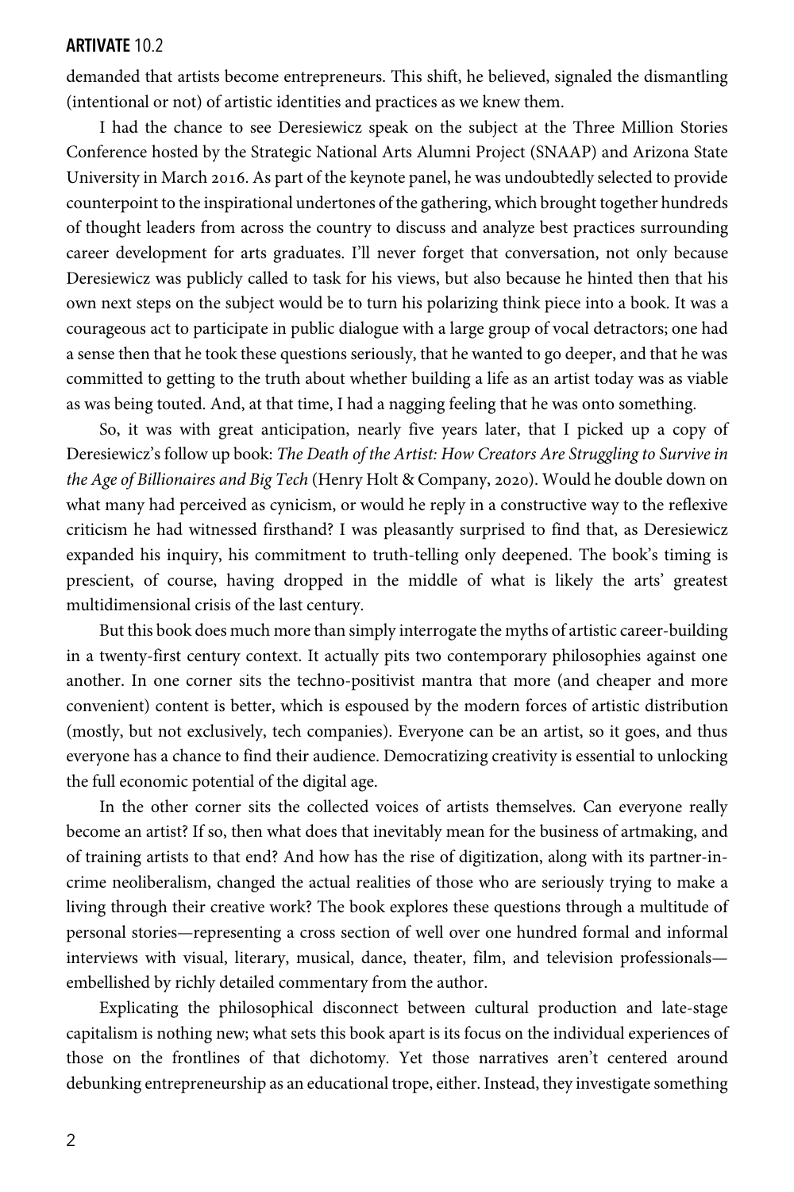demanded that artists become entrepreneurs. This shift, he believed, signaled the dismantling (intentional or not) of artistic identities and practices as we knew them.

I had the chance to see Deresiewicz speak on the subject at the Three Million Stories Conference hosted by the Strategic National Arts Alumni Project (SNAAP) and Arizona State University in March 2016. As part of the keynote panel, he was undoubtedly selected to provide counterpoint to the inspirational undertones of the gathering, which brought together hundreds of thought leaders from across the country to discuss and analyze best practices surrounding career development for arts graduates. I'll never forget that conversation, not only because Deresiewicz was publicly called to task for his views, but also because he hinted then that his own next steps on the subject would be to turn his polarizing think piece into a book. It was a courageous act to participate in public dialogue with a large group of vocal detractors; one had a sense then that he took these questions seriously, that he wanted to go deeper, and that he was committed to getting to the truth about whether building a life as an artist today was as viable as was being touted. And, at that time, I had a nagging feeling that he was onto something.

So, it was with great anticipation, nearly five years later, that I picked up a copy of Deresiewicz's follow up book: *The Death of the Artist: How Creators Are Struggling to Survive in the Age of Billionaires and Big Tech* (Henry Holt & Company, 2020). Would he double down on what many had perceived as cynicism, or would he reply in a constructive way to the reflexive criticism he had witnessed firsthand? I was pleasantly surprised to find that, as Deresiewicz expanded his inquiry, his commitment to truth-telling only deepened. The book's timing is prescient, of course, having dropped in the middle of what is likely the arts' greatest multidimensional crisis of the last century.

But this book does much more than simply interrogate the myths of artistic career-building in a twenty-first century context. It actually pits two contemporary philosophies against one another. In one corner sits the techno-positivist mantra that more (and cheaper and more convenient) content is better, which is espoused by the modern forces of artistic distribution (mostly, but not exclusively, tech companies). Everyone can be an artist, so it goes, and thus everyone has a chance to find their audience. Democratizing creativity is essential to unlocking the full economic potential of the digital age.

In the other corner sits the collected voices of artists themselves. Can everyone really become an artist? If so, then what does that inevitably mean for the business of artmaking, and of training artists to that end? And how has the rise of digitization, along with its partner-in-crime neoliberalism, changed the actual realities of those who are seriously trying to make a living through their creative work? The book explores these questions through a multitude of personal stories—representing a cross section of well over one hundred formal and informal interviews with visual, literary, musical, dance, theater, film, and television professionals—embellished by richly detailed commentary from the author.

Explicating the philosophical disconnect between cultural production and late-stage capitalism is nothing new; what sets this book apart is its focus on the individual experiences of those on the frontlines of that dichotomy. Yet those narratives aren't centered around debunking entrepreneurship as an educational trope, either. Instead, they investigate something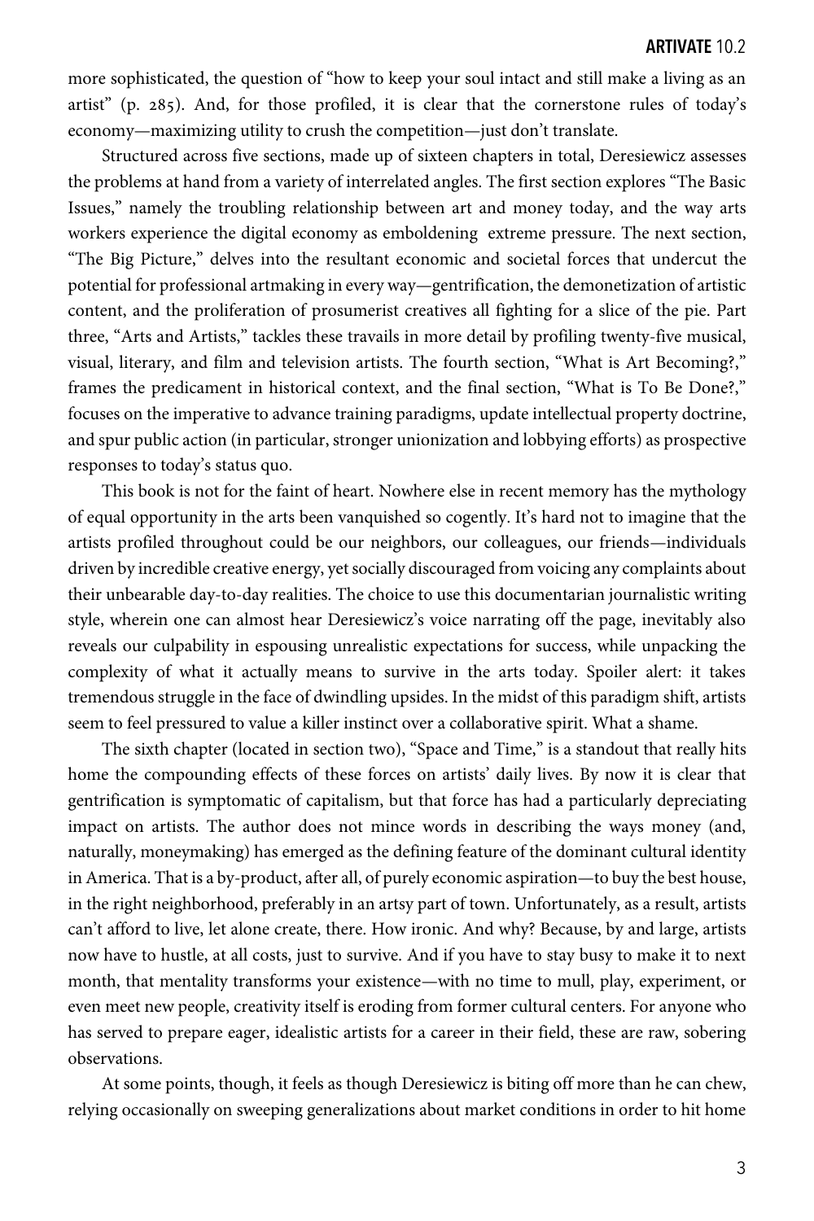more sophisticated, the question of "how to keep your soul intact and still make a living as an artist" (p. 285). And, for those profiled, it is clear that the cornerstone rules of today's economy—maximizing utility to crush the competition—just don't translate.

Structured across five sections, made up of sixteen chapters in total, Deresiewicz assesses the problems at hand from a variety of interrelated angles. The first section explores "The Basic Issues," namely the troubling relationship between art and money today, and the way arts workers experience the digital economy as emboldening extreme pressure. The next section, "The Big Picture," delves into the resultant economic and societal forces that undercut the potential for professional artmaking in every way—gentrification, the demonetization of artistic content, and the proliferation of prosumerist creatives all fighting for a slice of the pie. Part three, "Arts and Artists," tackles these travails in more detail by profiling twenty-five musical, visual, literary, and film and television artists. The fourth section, "What is Art Becoming?," frames the predicament in historical context, and the final section, "What is To Be Done?," focuses on the imperative to advance training paradigms, update intellectual property doctrine, and spur public action (in particular, stronger unionization and lobbying efforts) as prospective responses to today's status quo.

This book is not for the faint of heart. Nowhere else in recent memory has the mythology of equal opportunity in the arts been vanquished so cogently. It's hard not to imagine that the artists profiled throughout could be our neighbors, our colleagues, our friends—individuals driven by incredible creative energy, yet socially discouraged from voicing any complaints about their unbearable day-to-day realities. The choice to use this documentarian journalistic writing style, wherein one can almost hear Deresiewicz's voice narrating off the page, inevitably also reveals our culpability in espousing unrealistic expectations for success, while unpacking the complexity of what it actually means to survive in the arts today. Spoiler alert: it takes tremendous struggle in the face of dwindling upsides. In the midst of this paradigm shift, artists seem to feel pressured to value a killer instinct over a collaborative spirit. What a shame.

The sixth chapter (located in section two), "Space and Time," is a standout that really hits home the compounding effects of these forces on artists' daily lives. By now it is clear that gentrification is symptomatic of capitalism, but that force has had a particularly depreciating impact on artists. The author does not mince words in describing the ways money (and, naturally, moneymaking) has emerged as the defining feature of the dominant cultural identity in America. That is a by-product, after all, of purely economic aspiration—to buy the best house, in the right neighborhood, preferably in an artsy part of town. Unfortunately, as a result, artists can't afford to live, let alone create, there. How ironic. And why? Because, by and large, artists now have to hustle, at all costs, just to survive. And if you have to stay busy to make it to next month, that mentality transforms your existence—with no time to mull, play, experiment, or even meet new people, creativity itself is eroding from former cultural centers. For anyone who has served to prepare eager, idealistic artists for a career in their field, these are raw, sobering observations.

At some points, though, it feels as though Deresiewicz is biting off more than he can chew, relying occasionally on sweeping generalizations about market conditions in order to hit home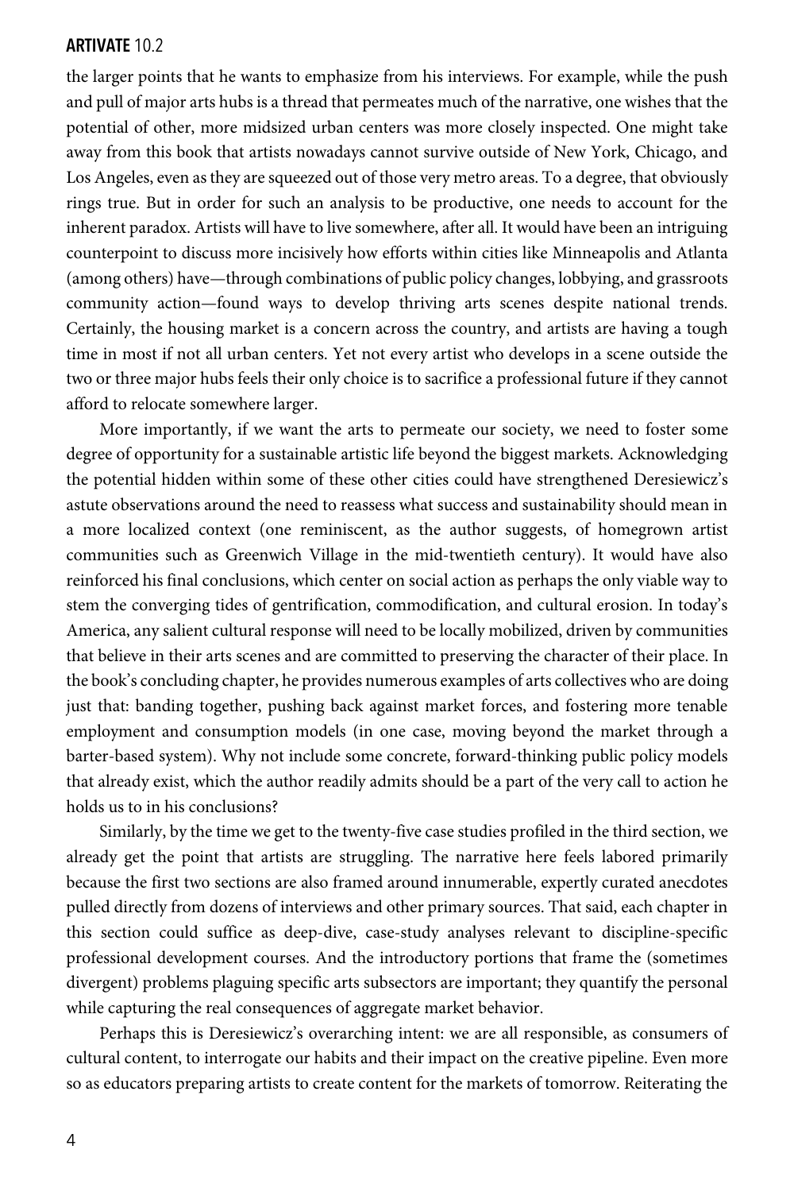the larger points that he wants to emphasize from his interviews. For example, while the push and pull of major arts hubs is a thread that permeates much of the narrative, one wishes that the potential of other, more midsized urban centers was more closely inspected. One might take away from this book that artists nowadays cannot survive outside of New York, Chicago, and Los Angeles, even as they are squeezed out of those very metro areas. To a degree, that obviously rings true. But in order for such an analysis to be productive, one needs to account for the inherent paradox. Artists will have to live somewhere, after all. It would have been an intriguing counterpoint to discuss more incisively how efforts within cities like Minneapolis and Atlanta (among others) have—through combinations of public policy changes, lobbying, and grassroots community action—found ways to develop thriving arts scenes despite national trends. Certainly, the housing market is a concern across the country, and artists are having a tough time in most if not all urban centers. Yet not every artist who develops in a scene outside the two or three major hubs feels their only choice is to sacrifice a professional future if they cannot afford to relocate somewhere larger.

More importantly, if we want the arts to permeate our society, we need to foster some degree of opportunity for a sustainable artistic life beyond the biggest markets. Acknowledging the potential hidden within some of these other cities could have strengthened Deresiewicz's astute observations around the need to reassess what success and sustainability should mean in a more localized context (one reminiscent, as the author suggests, of homegrown artist communities such as Greenwich Village in the mid-twentieth century). It would have also reinforced his final conclusions, which center on social action as perhaps the only viable way to stem the converging tides of gentrification, commodification, and cultural erosion. In today's America, any salient cultural response will need to be locally mobilized, driven by communities that believe in their arts scenes and are committed to preserving the character of their place. In the book's concluding chapter, he provides numerous examples of arts collectives who are doing just that: banding together, pushing back against market forces, and fostering more tenable employment and consumption models (in one case, moving beyond the market through a barter-based system). Why not include some concrete, forward-thinking public policy models that already exist, which the author readily admits should be a part of the very call to action he holds us to in his conclusions?

Similarly, by the time we get to the twenty-five case studies profiled in the third section, we already get the point that artists are struggling. The narrative here feels labored primarily because the first two sections are also framed around innumerable, expertly curated anecdotes pulled directly from dozens of interviews and other primary sources. That said, each chapter in this section could suffice as deep-dive, case-study analyses relevant to discipline-specific professional development courses. And the introductory portions that frame the (sometimes divergent) problems plaguing specific arts subsectors are important; they quantify the personal while capturing the real consequences of aggregate market behavior.

Perhaps this is Deresiewicz's overarching intent: we are all responsible, as consumers of cultural content, to interrogate our habits and their impact on the creative pipeline. Even more so as educators preparing artists to create content for the markets of tomorrow. Reiterating the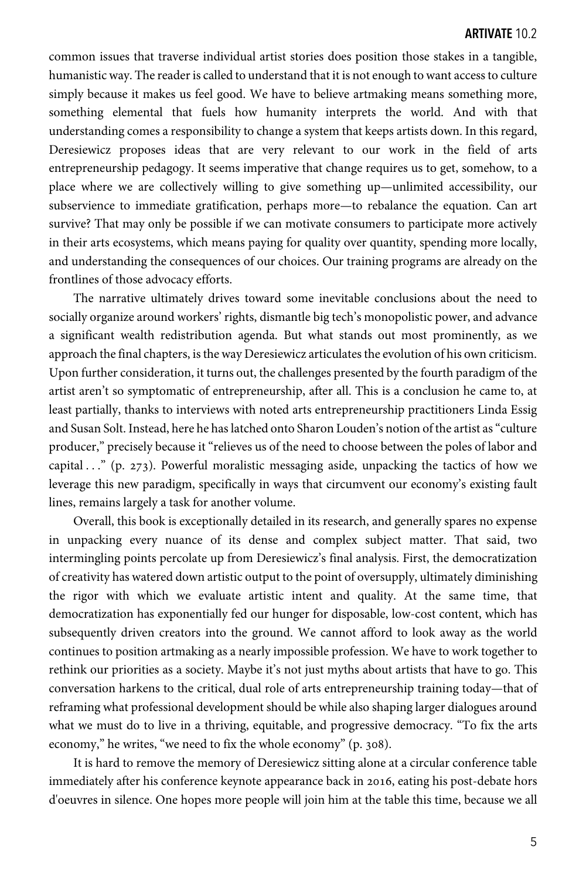common issues that traverse individual artist stories does position those stakes in a tangible, humanistic way. The reader is called to understand that it is not enough to want access to culture simply because it makes us feel good. We have to believe artmaking means something more, something elemental that fuels how humanity interprets the world. And with that understanding comes a responsibility to change a system that keeps artists down. In this regard, Deresiewicz proposes ideas that are very relevant to our work in the field of arts entrepreneurship pedagogy. It seems imperative that change requires us to get, somehow, to a place where we are collectively willing to give something up—unlimited accessibility, our subservience to immediate gratification, perhaps more—to rebalance the equation. Can art survive? That may only be possible if we can motivate consumers to participate more actively in their arts ecosystems, which means paying for quality over quantity, spending more locally, and understanding the consequences of our choices. Our training programs are already on the frontlines of those advocacy efforts.

The narrative ultimately drives toward some inevitable conclusions about the need to socially organize around workers' rights, dismantle big tech's monopolistic power, and advance a significant wealth redistribution agenda. But what stands out most prominently, as we approach the final chapters, is the way Deresiewicz articulates the evolution of his own criticism. Upon further consideration, it turns out, the challenges presented by the fourth paradigm of the artist aren't so symptomatic of entrepreneurship, after all. This is a conclusion he came to, at least partially, thanks to interviews with noted arts entrepreneurship practitioners Linda Essig and Susan Solt. Instead, here he has latched onto Sharon Louden's notion of the artist as "culture producer," precisely because it "relieves us of the need to choose between the poles of labor and capital . . ." (p. 273). Powerful moralistic messaging aside, unpacking the tactics of how we leverage this new paradigm, specifically in ways that circumvent our economy's existing fault lines, remains largely a task for another volume.

Overall, this book is exceptionally detailed in its research, and generally spares no expense in unpacking every nuance of its dense and complex subject matter. That said, two intermingling points percolate up from Deresiewicz's final analysis. First, the democratization of creativity has watered down artistic output to the point of oversupply, ultimately diminishing the rigor with which we evaluate artistic intent and quality. At the same time, that democratization has exponentially fed our hunger for disposable, low-cost content, which has subsequently driven creators into the ground. We cannot afford to look away as the world continues to position artmaking as a nearly impossible profession. We have to work together to rethink our priorities as a society. Maybe it's not just myths about artists that have to go. This conversation harkens to the critical, dual role of arts entrepreneurship training today—that of reframing what professional development should be while also shaping larger dialogues around what we must do to live in a thriving, equitable, and progressive democracy. "To fix the arts economy," he writes, "we need to fix the whole economy" (p. 308).

It is hard to remove the memory of Deresiewicz sitting alone at a circular conference table immediately after his conference keynote appearance back in 2016, eating his post-debate hors d'oeuvres in silence. One hopes more people will join him at the table this time, because we all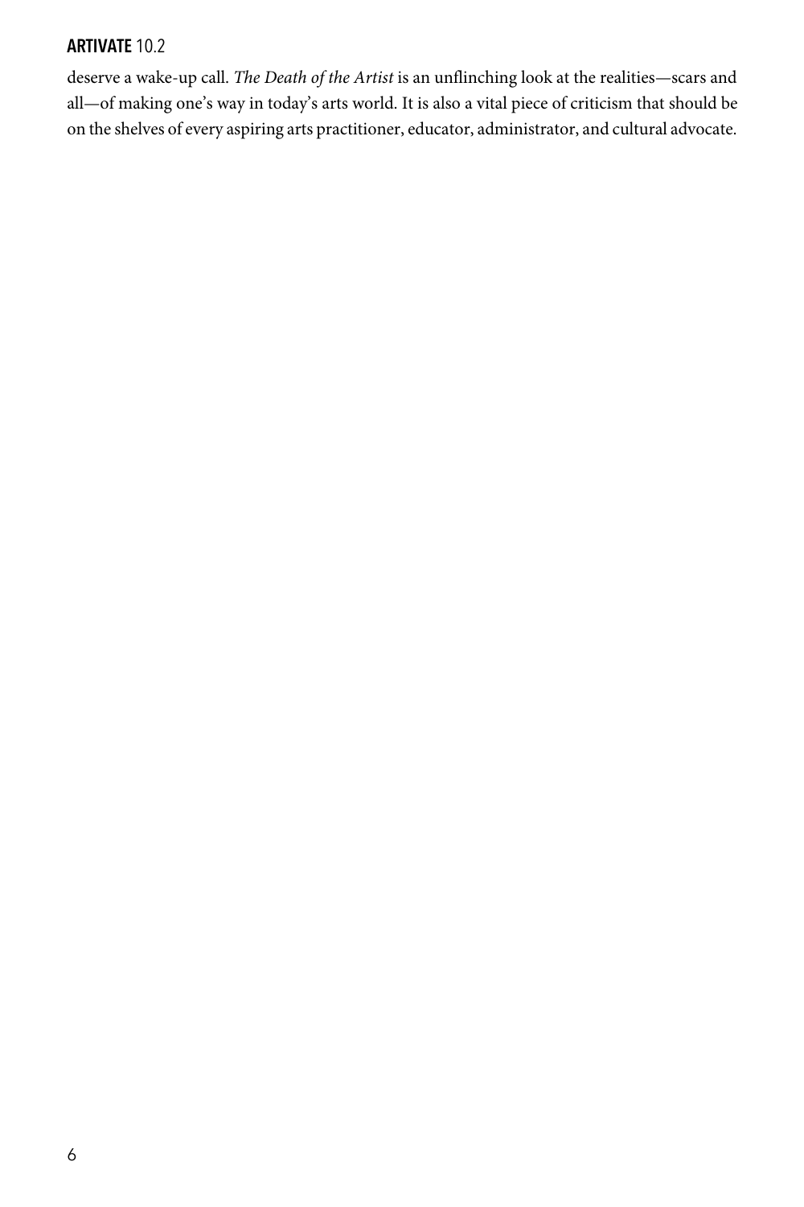deserve a wake-up call. *The Death of the Artist* is an unflinching look at the realities—scars and all—of making one's way in today's arts world. It is also a vital piece of criticism that should be on the shelves of every aspiring arts practitioner, educator, administrator, and cultural advocate.